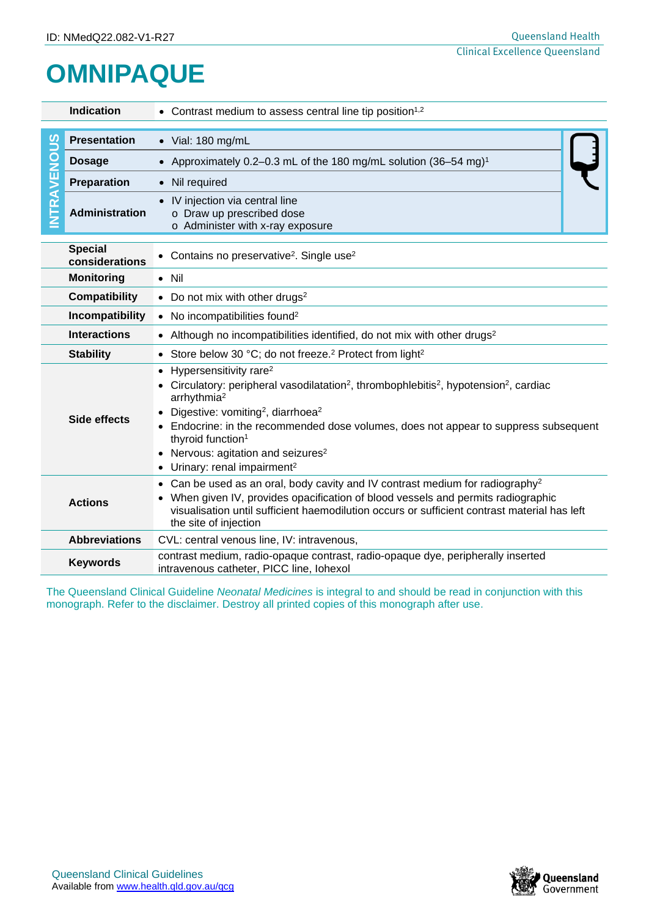ID: NMedQ22.082-V1-R27

# OMNIPAQUE

| | |
|---|---|
| **Indication** | • Contrast medium to assess central line tip position[1,2] |

| INTRAVENOUS | | |
|---|---|---|
| | **Presentation** | • Vial: 180 mg/mL |
| | **Dosage** | • Approximately 0.2–0.3 mL of the 180 mg/mL solution (36–54 mg)[1] |
| | **Preparation** | • Nil required |
| | **Administration** | • IV injection via central line<br>o Draw up prescribed dose<br>o Administer with x-ray exposure |

| | |
|---|---|
| **Special considerations** | • Contains no preservative[2]. Single use[2] |
| **Monitoring** | • Nil |
| **Compatibility** | • Do not mix with other drugs[2] |
| **Incompatibility** | • No incompatibilities found[2] |
| **Interactions** | • Although no incompatibilities identified, do not mix with other drugs[2] |
| **Stability** | • Store below 30 °C; do not freeze.[2] Protect from light[2] |
| **Side effects** | • Hypersensitivity rare[2]<br>• Circulatory: peripheral vasodilatation[2], thrombophlebitis[2], hypotension[2], cardiac arrhythmia[2]<br>• Digestive: vomiting[2], diarrhoea[2]<br>• Endocrine: in the recommended dose volumes, does not appear to suppress subsequent thyroid function[1]<br>• Nervous: agitation and seizures[2]<br>• Urinary: renal impairment[2] |
| **Actions** | • Can be used as an oral, body cavity and IV contrast medium for radiography[2]<br>• When given IV, provides opacification of blood vessels and permits radiographic visualisation until sufficient haemodilution occurs or sufficient contrast material has left the site of injection |
| **Abbreviations** | CVL: central venous line, IV: intravenous, |
| **Keywords** | contrast medium, radio-opaque contrast, radio-opaque dye, peripherally inserted intravenous catheter, PICC line, Iohexol |

The Queensland Clinical Guideline *Neonatal Medicines* is integral to and should be read in conjunction with this monograph. Refer to the disclaimer. Destroy all printed copies of this monograph after use.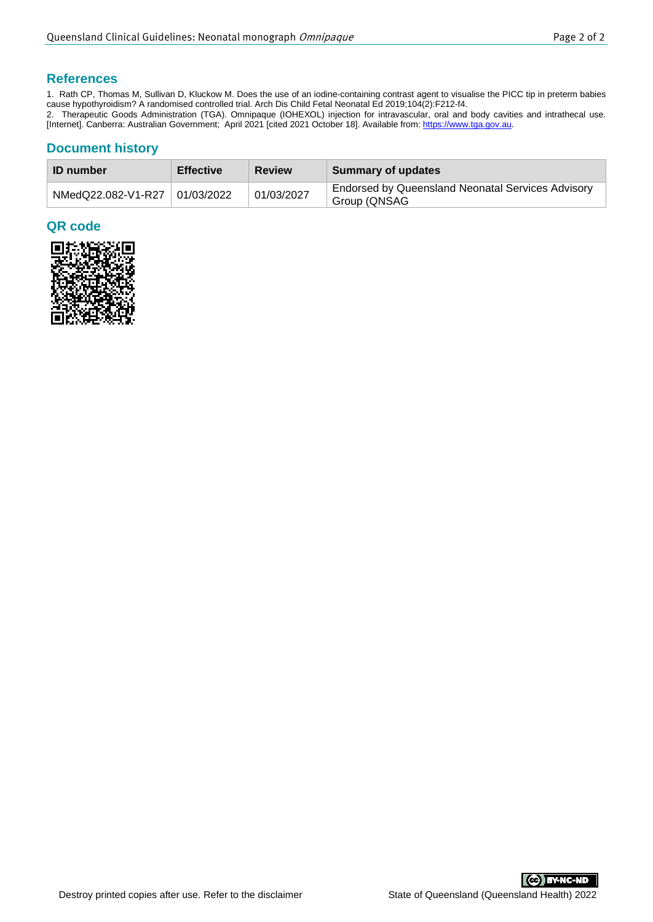## References

1. Rath CP, Thomas M, Sullivan D, Kluckow M. Does the use of an iodine-containing contrast agent to visualise the PICC tip in preterm babies cause hypothyroidism? A randomised controlled trial. Arch Dis Child Fetal Neonatal Ed 2019;104(2):F212-f4.
2. Therapeutic Goods Administration (TGA). Omnipaque (IOHEXOL) injection for intravascular, oral and body cavities and intrathecal use. [Internet]. Canberra: Australian Government; April 2021 [cited 2021 October 18]. Available from: https://www.tga.gov.au.

## Document history

| ID number | Effective | Review | Summary of updates |
|---|---|---|---|
| NMedQ22.082-V1-R27 | 01/03/2022 | 01/03/2027 | Endorsed by Queensland Neonatal Services Advisory Group (QNSAG |

## QR code

Destroy printed copies after use. Refer to the disclaimer

State of Queensland (Queensland Health) 2022